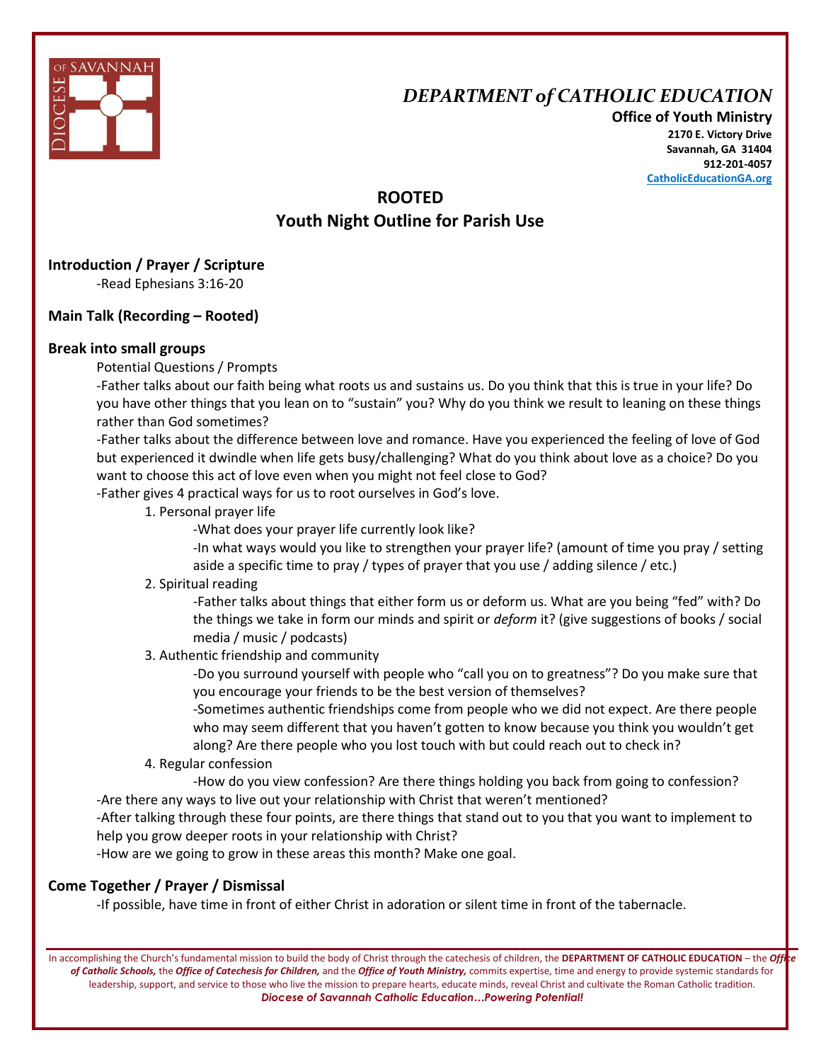# DEPARTMENT of CATHOLIC EDUCATION

**Office of Youth Ministry**
**2170 E. Victory Drive**
**Savannah, GA 31404**
**912-201-4057**
**CatholicEducationGA.org**

## ROOTED
## Youth Night Outline for Parish Use

### Introduction / Prayer / Scripture

-Read Ephesians 3:16-20

### Main Talk (Recording – Rooted)

### Break into small groups

Potential Questions / Prompts

-Father talks about our faith being what roots us and sustains us. Do you think that this is true in your life? Do you have other things that you lean on to "sustain" you? Why do you think we result to leaning on these things rather than God sometimes?

-Father talks about the difference between love and romance. Have you experienced the feeling of love of God but experienced it dwindle when life gets busy/challenging? What do you think about love as a choice? Do you want to choose this act of love even when you might not feel close to God?

-Father gives 4 practical ways for us to root ourselves in God's love.

1. Personal prayer life
   - -What does your prayer life currently look like?
   - -In what ways would you like to strengthen your prayer life? (amount of time you pray / setting aside a specific time to pray / types of prayer that you use / adding silence / etc.)
2. Spiritual reading
   - -Father talks about things that either form us or deform us. What are you being "fed" with? Do the things we take in form our minds and spirit or *deform* it? (give suggestions of books / social media / music / podcasts)
3. Authentic friendship and community
   - -Do you surround yourself with people who "call you on to greatness"? Do you make sure that you encourage your friends to be the best version of themselves?
   - -Sometimes authentic friendships come from people who we did not expect. Are there people who may seem different that you haven't gotten to know because you think you wouldn't get along? Are there people who you lost touch with but could reach out to check in?
4. Regular confession
   - -How do you view confession? Are there things holding you back from going to confession?

-Are there any ways to live out your relationship with Christ that weren't mentioned?

-After talking through these four points, are there things that stand out to you that you want to implement to help you grow deeper roots in your relationship with Christ?

-How are we going to grow in these areas this month? Make one goal.

### Come Together / Prayer / Dismissal

-If possible, have time in front of either Christ in adoration or silent time in front of the tabernacle.

In accomplishing the Church's fundamental mission to build the body of Christ through the catechesis of children, the **DEPARTMENT OF CATHOLIC EDUCATION** – the ***Office of Catholic Schools,*** the ***Office of Catechesis for Children,*** and the ***Office of Youth Ministry,*** commits expertise, time and energy to provide systemic standards for leadership, support, and service to those who live the mission to prepare hearts, educate minds, reveal Christ and cultivate the Roman Catholic tradition.
***Diocese of Savannah Catholic Education…Powering Potential!***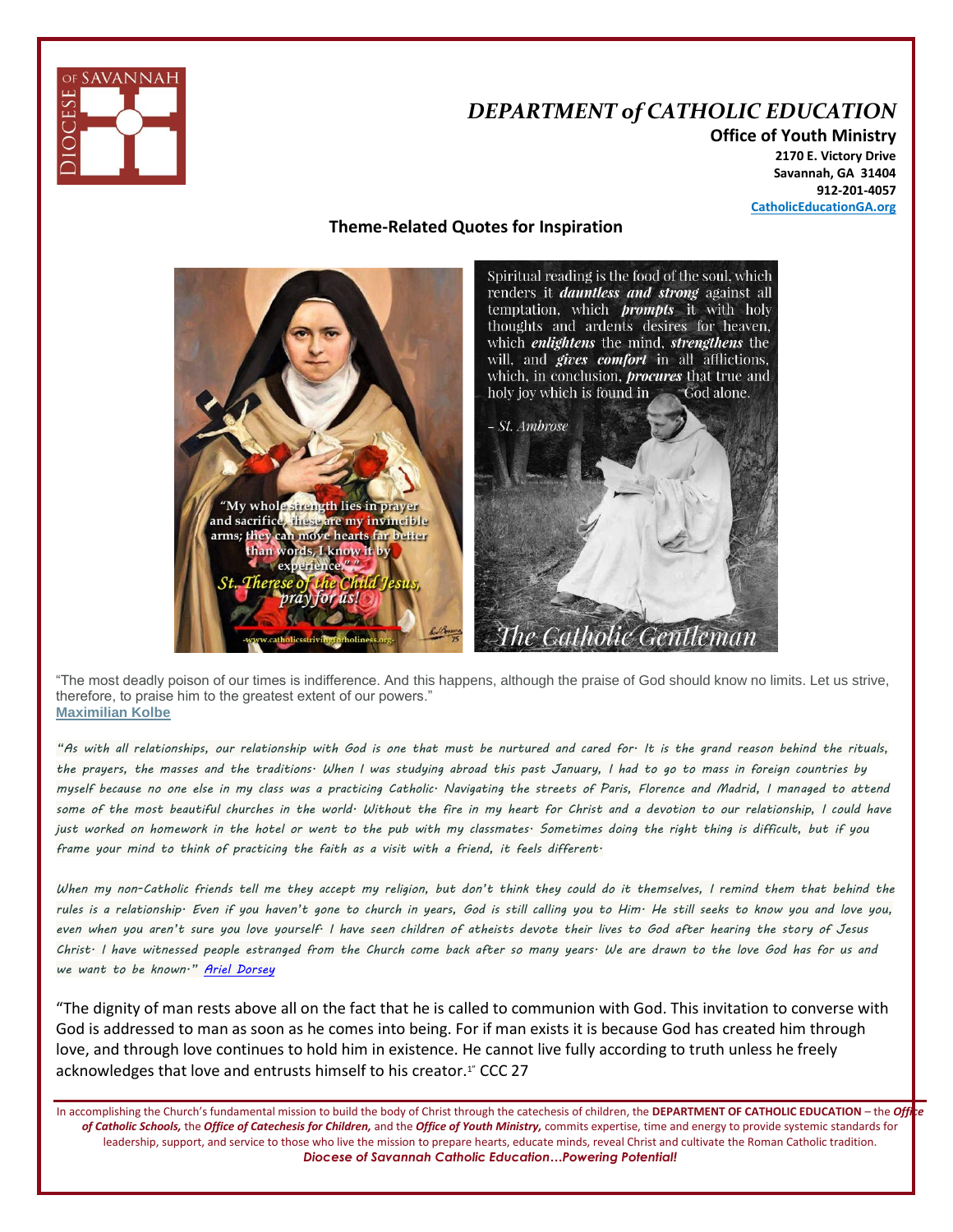# DEPARTMENT *of* CATHOLIC EDUCATION

**Office of Youth Ministry**

**2170 E. Victory Drive**
**Savannah, GA 31404**
**912-201-4057**
**CatholicEducationGA.org**

## Theme-Related Quotes for Inspiration

"My whole strength lies in prayer and sacrifice, these are my invincible arms; they can move hearts far better than words, I know it by experience."

*St. Therese of the Child Jesus, pray for us!*

Spiritual reading is the food of the soul, which renders it ***dauntless and strong*** against all temptation, which ***prompts*** it with holy thoughts and ardents desires for heaven, which ***enlightens*** the mind, ***strengthens*** the will, and ***gives comfort*** in all afflictions, which, in conclusion, ***procures*** that true and holy joy which is found in God alone.

*– St. Ambrose*

"The most deadly poison of our times is indifference. And this happens, although the praise of God should know no limits. Let us strive, therefore, to praise him to the greatest extent of our powers."
**Maximilian Kolbe**

*"As with all relationships, our relationship with God is one that must be nurtured and cared for. It is the grand reason behind the rituals, the prayers, the masses and the traditions. When I was studying abroad this past January, I had to go to mass in foreign countries by myself because no one else in my class was a practicing Catholic. Navigating the streets of Paris, Florence and Madrid, I managed to attend some of the most beautiful churches in the world. Without the fire in my heart for Christ and a devotion to our relationship, I could have just worked on homework in the hotel or went to the pub with my classmates. Sometimes doing the right thing is difficult, but if you frame your mind to think of practicing the faith as a visit with a friend, it feels different.*

*When my non-Catholic friends tell me they accept my religion, but don't think they could do it themselves, I remind them that behind the rules is a relationship. Even if you haven't gone to church in years, God is still calling you to Him. He still seeks to know you and love you, even when you aren't sure you love yourself. I have seen children of atheists devote their lives to God after hearing the story of Jesus Christ. I have witnessed people estranged from the Church come back after so many years. We are drawn to the love God has for us and we want to be known." Ariel Dorsey*

"The dignity of man rests above all on the fact that he is called to communion with God. This invitation to converse with God is addressed to man as soon as he comes into being. For if man exists it is because God has created him through love, and through love continues to hold him in existence. He cannot live fully according to truth unless he freely acknowledges that love and entrusts himself to his creator.[1]" CCC 27

In accomplishing the Church's fundamental mission to build the body of Christ through the catechesis of children, the **DEPARTMENT OF CATHOLIC EDUCATION** – the ***Office of Catholic Schools,*** the ***Office of Catechesis for Children,*** and the ***Office of Youth Ministry,*** commits expertise, time and energy to provide systemic standards for leadership, support, and service to those who live the mission to prepare hearts, educate minds, reveal Christ and cultivate the Roman Catholic tradition.

***Diocese of Savannah Catholic Education…Powering Potential!***